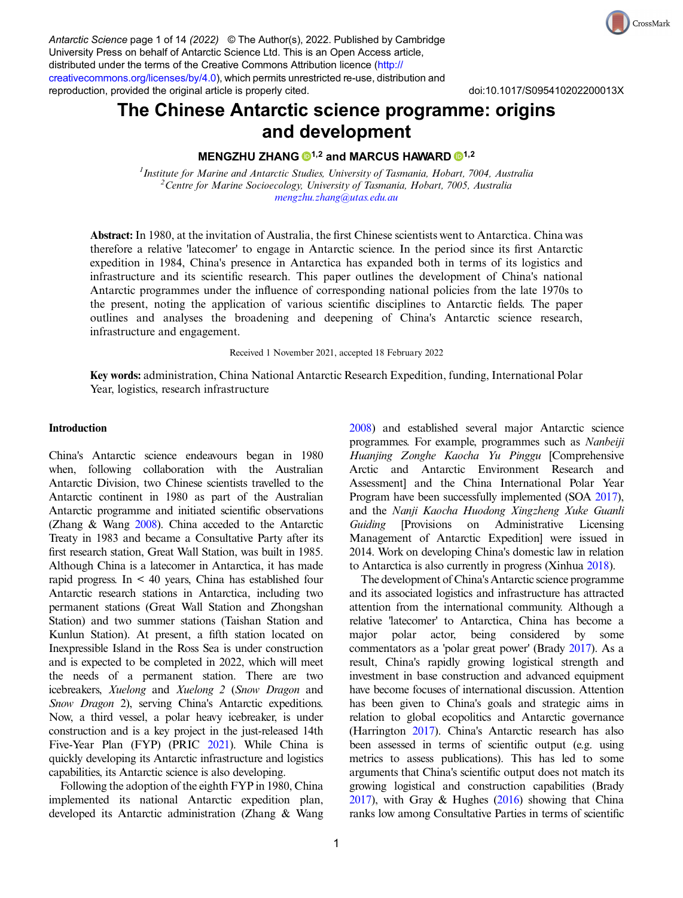Antarctic Science page 1 of 14 (2022) © The Author(s), 2022. Published by Cambridge University Press on behalf of Antarctic Science Ltd. This is an Open Access article, distributed under the terms of the Creative Commons Attribution licence (http://creativecommons.org/licenses/by/4.0), which permits unrestricted re-use, distribution and reproduction, provided the original article is properly cited.

doi:10.1017/S095410202200013X

# The Chinese Antarctic science programme: origins and development

**MENGZHU ZHANG[1,2] and MARCUS HAWARD[1,2]**

[1] *Institute for Marine and Antarctic Studies, University of Tasmania, Hobart, 7004, Australia*
[2] *Centre for Marine Socioecology, University of Tasmania, Hobart, 7005, Australia*
mengzhu.zhang@utas.edu.au

**Abstract:** In 1980, at the invitation of Australia, the first Chinese scientists went to Antarctica. China was therefore a relative 'latecomer' to engage in Antarctic science. In the period since its first Antarctic expedition in 1984, China's presence in Antarctica has expanded both in terms of its logistics and infrastructure and its scientific research. This paper outlines the development of China's national Antarctic programmes under the influence of corresponding national policies from the late 1970s to the present, noting the application of various scientific disciplines to Antarctic fields. The paper outlines and analyses the broadening and deepening of China's Antarctic science research, infrastructure and engagement.

Received 1 November 2021, accepted 18 February 2022

**Key words:** administration, China National Antarctic Research Expedition, funding, International Polar Year, logistics, research infrastructure

## Introduction

China's Antarctic science endeavours began in 1980 when, following collaboration with the Australian Antarctic Division, two Chinese scientists travelled to the Antarctic continent in 1980 as part of the Australian Antarctic programme and initiated scientific observations (Zhang & Wang 2008). China acceded to the Antarctic Treaty in 1983 and became a Consultative Party after its first research station, Great Wall Station, was built in 1985. Although China is a latecomer in Antarctica, it has made rapid progress. In < 40 years, China has established four Antarctic research stations in Antarctica, including two permanent stations (Great Wall Station and Zhongshan Station) and two summer stations (Taishan Station and Kunlun Station). At present, a fifth station located on Inexpressible Island in the Ross Sea is under construction and is expected to be completed in 2022, which will meet the needs of a permanent station. There are two icebreakers, *Xuelong* and *Xuelong 2* (*Snow Dragon* and *Snow Dragon 2*), serving China's Antarctic expeditions. Now, a third vessel, a polar heavy icebreaker, is under construction and is a key project in the just-released 14th Five-Year Plan (FYP) (PRIC 2021). While China is quickly developing its Antarctic infrastructure and logistics capabilities, its Antarctic science is also developing.

Following the adoption of the eighth FYP in 1980, China implemented its national Antarctic expedition plan, developed its Antarctic administration (Zhang & Wang 2008) and established several major Antarctic science programmes. For example, programmes such as *Nanbeiji Huanjing Zonghe Kaocha Yu Pinggu* [Comprehensive Arctic and Antarctic Environment Research and Assessment] and the China International Polar Year Program have been successfully implemented (SOA 2017), and the *Nanji Kaocha Huodong Xingzheng Xuke Guanli Guiding* [Provisions on Administrative Licensing Management of Antarctic Expedition] were issued in 2014. Work on developing China's domestic law in relation to Antarctica is also currently in progress (Xinhua 2018).

The development of China's Antarctic science programme and its associated logistics and infrastructure has attracted attention from the international community. Although a relative 'latecomer' to Antarctica, China has become a major polar actor, being considered by some commentators as a 'polar great power' (Brady 2017). As a result, China's rapidly growing logistical strength and investment in base construction and advanced equipment have become focuses of international discussion. Attention has been given to China's goals and strategic aims in relation to global ecopolitics and Antarctic governance (Harrington 2017). China's Antarctic research has also been assessed in terms of scientific output (e.g. using metrics to assess publications). This has led to some arguments that China's scientific output does not match its growing logistical and construction capabilities (Brady 2017), with Gray & Hughes (2016) showing that China ranks low among Consultative Parties in terms of scientific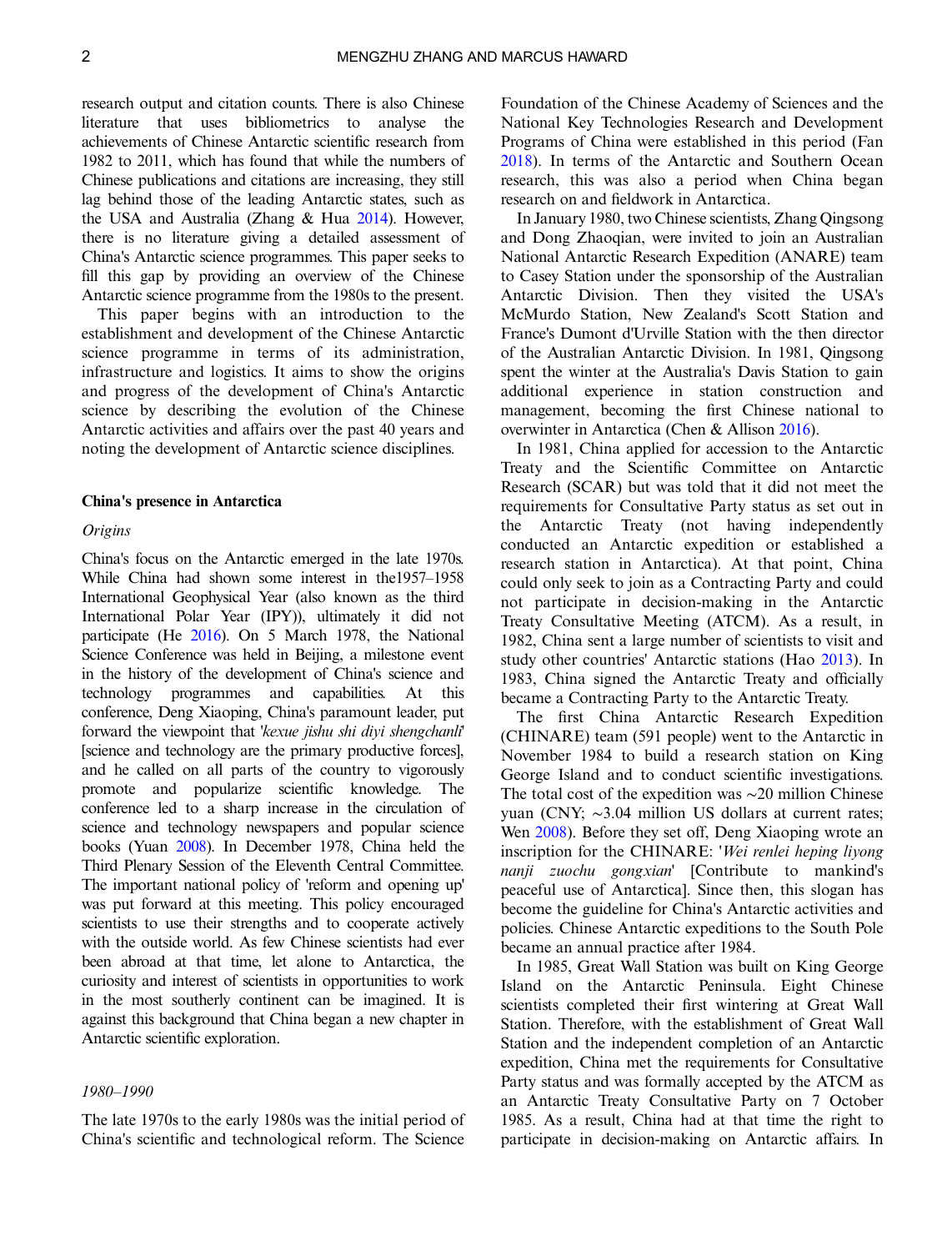research output and citation counts. There is also Chinese literature that uses bibliometrics to analyse the achievements of Chinese Antarctic scientific research from 1982 to 2011, which has found that while the numbers of Chinese publications and citations are increasing, they still lag behind those of the leading Antarctic states, such as the USA and Australia (Zhang & Hua 2014). However, there is no literature giving a detailed assessment of China's Antarctic science programmes. This paper seeks to fill this gap by providing an overview of the Chinese Antarctic science programme from the 1980s to the present.

This paper begins with an introduction to the establishment and development of the Chinese Antarctic science programme in terms of its administration, infrastructure and logistics. It aims to show the origins and progress of the development of China's Antarctic science by describing the evolution of the Chinese Antarctic activities and affairs over the past 40 years and noting the development of Antarctic science disciplines.

## China's presence in Antarctica

### *Origins*

China's focus on the Antarctic emerged in the late 1970s. While China had shown some interest in the1957–1958 International Geophysical Year (also known as the third International Polar Year (IPY)), ultimately it did not participate (He 2016). On 5 March 1978, the National Science Conference was held in Beijing, a milestone event in the history of the development of China's science and technology programmes and capabilities. At this conference, Deng Xiaoping, China's paramount leader, put forward the viewpoint that '*kexue jishu shi diyi shengchanli*' [science and technology are the primary productive forces], and he called on all parts of the country to vigorously promote and popularize scientific knowledge. The conference led to a sharp increase in the circulation of science and technology newspapers and popular science books (Yuan 2008). In December 1978, China held the Third Plenary Session of the Eleventh Central Committee. The important national policy of 'reform and opening up' was put forward at this meeting. This policy encouraged scientists to use their strengths and to cooperate actively with the outside world. As few Chinese scientists had ever been abroad at that time, let alone to Antarctica, the curiosity and interest of scientists in opportunities to work in the most southerly continent can be imagined. It is against this background that China began a new chapter in Antarctic scientific exploration.

### *1980–1990*

The late 1970s to the early 1980s was the initial period of China's scientific and technological reform. The Science Foundation of the Chinese Academy of Sciences and the National Key Technologies Research and Development Programs of China were established in this period (Fan 2018). In terms of the Antarctic and Southern Ocean research, this was also a period when China began research on and fieldwork in Antarctica.

In January 1980, two Chinese scientists, Zhang Qingsong and Dong Zhaoqian, were invited to join an Australian National Antarctic Research Expedition (ANARE) team to Casey Station under the sponsorship of the Australian Antarctic Division. Then they visited the USA's McMurdo Station, New Zealand's Scott Station and France's Dumont d'Urville Station with the then director of the Australian Antarctic Division. In 1981, Qingsong spent the winter at the Australia's Davis Station to gain additional experience in station construction and management, becoming the first Chinese national to overwinter in Antarctica (Chen & Allison 2016).

In 1981, China applied for accession to the Antarctic Treaty and the Scientific Committee on Antarctic Research (SCAR) but was told that it did not meet the requirements for Consultative Party status as set out in the Antarctic Treaty (not having independently conducted an Antarctic expedition or established a research station in Antarctica). At that point, China could only seek to join as a Contracting Party and could not participate in decision-making in the Antarctic Treaty Consultative Meeting (ATCM). As a result, in 1982, China sent a large number of scientists to visit and study other countries' Antarctic stations (Hao 2013). In 1983, China signed the Antarctic Treaty and officially became a Contracting Party to the Antarctic Treaty.

The first China Antarctic Research Expedition (CHINARE) team (591 people) went to the Antarctic in November 1984 to build a research station on King George Island and to conduct scientific investigations. The total cost of the expedition was ~20 million Chinese yuan (CNY; ~3.04 million US dollars at current rates; Wen 2008). Before they set off, Deng Xiaoping wrote an inscription for the CHINARE: '*Wei renlei heping liyong nanji zuochu gongxian*' [Contribute to mankind's peaceful use of Antarctica]. Since then, this slogan has become the guideline for China's Antarctic activities and policies. Chinese Antarctic expeditions to the South Pole became an annual practice after 1984.

In 1985, Great Wall Station was built on King George Island on the Antarctic Peninsula. Eight Chinese scientists completed their first wintering at Great Wall Station. Therefore, with the establishment of Great Wall Station and the independent completion of an Antarctic expedition, China met the requirements for Consultative Party status and was formally accepted by the ATCM as an Antarctic Treaty Consultative Party on 7 October 1985. As a result, China had at that time the right to participate in decision-making on Antarctic affairs. In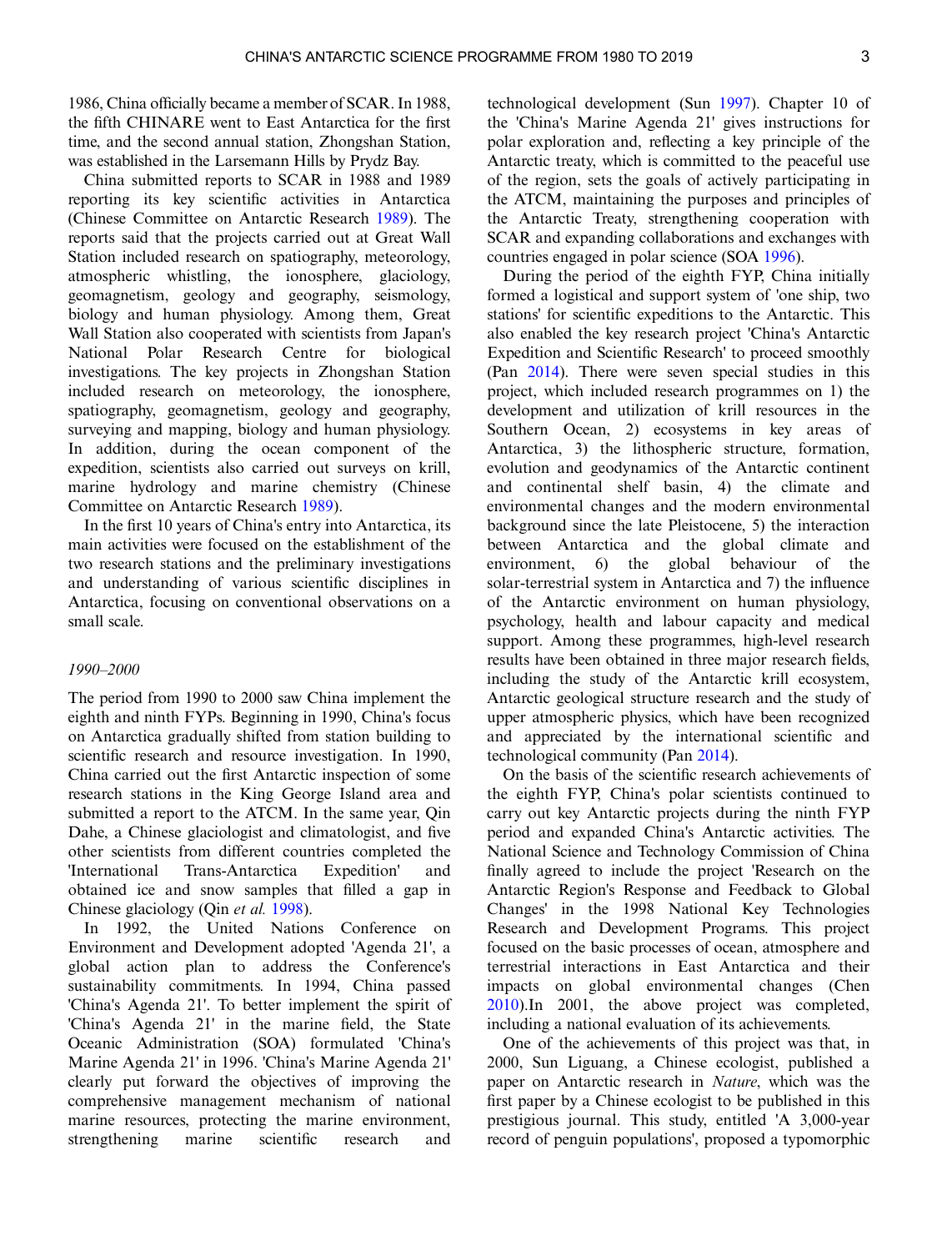1986, China officially became a member of SCAR. In 1988, the fifth CHINARE went to East Antarctica for the first time, and the second annual station, Zhongshan Station, was established in the Larsemann Hills by Prydz Bay.

China submitted reports to SCAR in 1988 and 1989 reporting its key scientific activities in Antarctica (Chinese Committee on Antarctic Research 1989). The reports said that the projects carried out at Great Wall Station included research on spatiography, meteorology, atmospheric whistling, the ionosphere, glaciology, geomagnetism, geology and geography, seismology, biology and human physiology. Among them, Great Wall Station also cooperated with scientists from Japan's National Polar Research Centre for biological investigations. The key projects in Zhongshan Station included research on meteorology, the ionosphere, spatiography, geomagnetism, geology and geography, surveying and mapping, biology and human physiology. In addition, during the ocean component of the expedition, scientists also carried out surveys on krill, marine hydrology and marine chemistry (Chinese Committee on Antarctic Research 1989).

In the first 10 years of China's entry into Antarctica, its main activities were focused on the establishment of the two research stations and the preliminary investigations and understanding of various scientific disciplines in Antarctica, focusing on conventional observations on a small scale.

### *1990–2000*

The period from 1990 to 2000 saw China implement the eighth and ninth FYPs. Beginning in 1990, China's focus on Antarctica gradually shifted from station building to scientific research and resource investigation. In 1990, China carried out the first Antarctic inspection of some research stations in the King George Island area and submitted a report to the ATCM. In the same year, Qin Dahe, a Chinese glaciologist and climatologist, and five other scientists from different countries completed the 'International Trans-Antarctica Expedition' and obtained ice and snow samples that filled a gap in Chinese glaciology (Qin *et al.* 1998).

In 1992, the United Nations Conference on Environment and Development adopted 'Agenda 21', a global action plan to address the Conference's sustainability commitments. In 1994, China passed 'China's Agenda 21'. To better implement the spirit of 'China's Agenda 21' in the marine field, the State Oceanic Administration (SOA) formulated 'China's Marine Agenda 21' in 1996. 'China's Marine Agenda 21' clearly put forward the objectives of improving the comprehensive management mechanism of national marine resources, protecting the marine environment, strengthening marine scientific research and technological development (Sun 1997). Chapter 10 of the 'China's Marine Agenda 21' gives instructions for polar exploration and, reflecting a key principle of the Antarctic treaty, which is committed to the peaceful use of the region, sets the goals of actively participating in the ATCM, maintaining the purposes and principles of the Antarctic Treaty, strengthening cooperation with SCAR and expanding collaborations and exchanges with countries engaged in polar science (SOA 1996).

During the period of the eighth FYP, China initially formed a logistical and support system of 'one ship, two stations' for scientific expeditions to the Antarctic. This also enabled the key research project 'China's Antarctic Expedition and Scientific Research' to proceed smoothly (Pan 2014). There were seven special studies in this project, which included research programmes on 1) the development and utilization of krill resources in the Southern Ocean, 2) ecosystems in key areas of Antarctica, 3) the lithospheric structure, formation, evolution and geodynamics of the Antarctic continent and continental shelf basin, 4) the climate and environmental changes and the modern environmental background since the late Pleistocene, 5) the interaction between Antarctica and the global climate and environment, 6) the global behaviour of the solar-terrestrial system in Antarctica and 7) the influence of the Antarctic environment on human physiology, psychology, health and labour capacity and medical support. Among these programmes, high-level research results have been obtained in three major research fields, including the study of the Antarctic krill ecosystem, Antarctic geological structure research and the study of upper atmospheric physics, which have been recognized and appreciated by the international scientific and technological community (Pan 2014).

On the basis of the scientific research achievements of the eighth FYP, China's polar scientists continued to carry out key Antarctic projects during the ninth FYP period and expanded China's Antarctic activities. The National Science and Technology Commission of China finally agreed to include the project 'Research on the Antarctic Region's Response and Feedback to Global Changes' in the 1998 National Key Technologies Research and Development Programs. This project focused on the basic processes of ocean, atmosphere and terrestrial interactions in East Antarctica and their impacts on global environmental changes (Chen 2010).In 2001, the above project was completed, including a national evaluation of its achievements.

One of the achievements of this project was that, in 2000, Sun Liguang, a Chinese ecologist, published a paper on Antarctic research in *Nature*, which was the first paper by a Chinese ecologist to be published in this prestigious journal. This study, entitled 'A 3,000-year record of penguin populations', proposed a typomorphic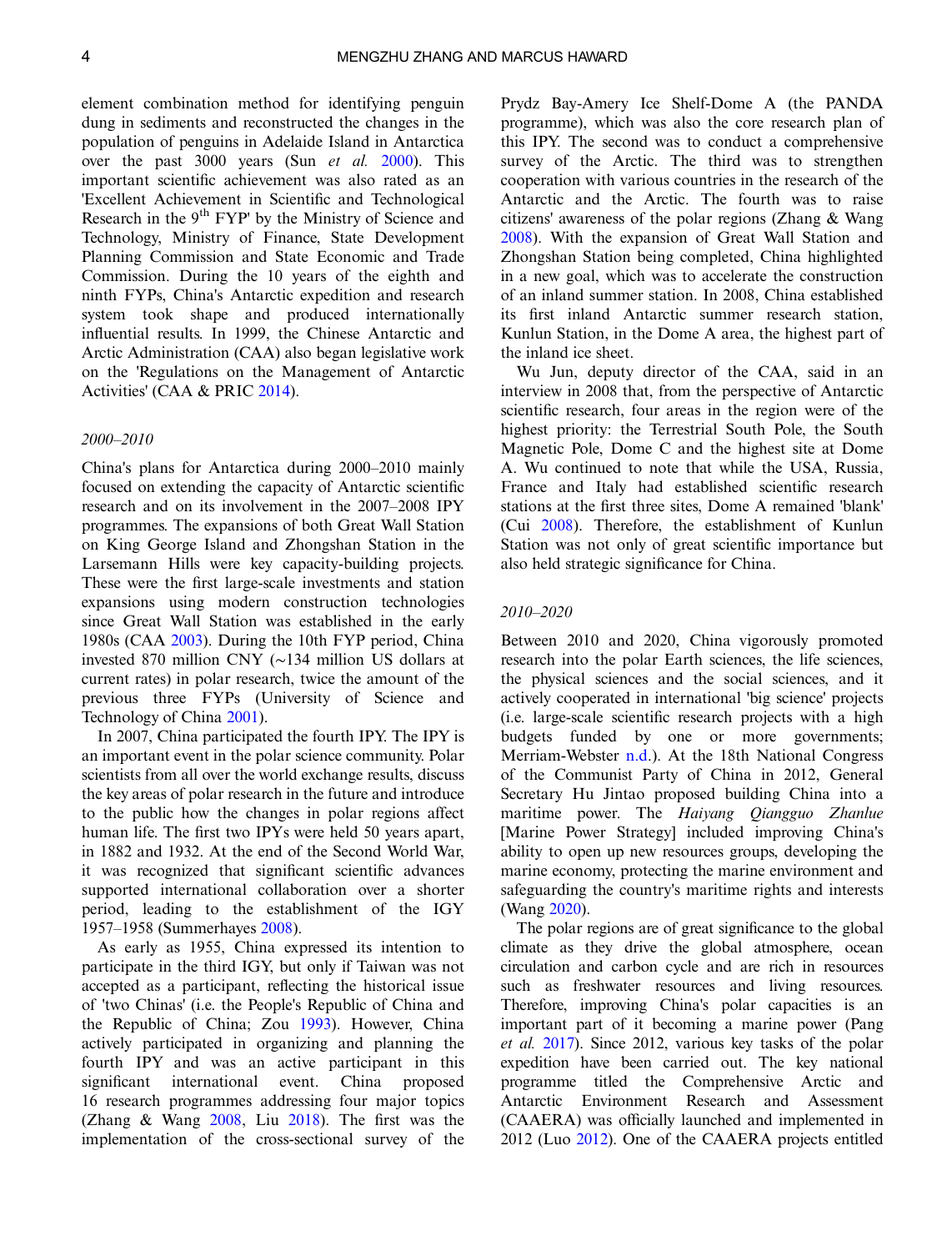element combination method for identifying penguin dung in sediments and reconstructed the changes in the population of penguins in Adelaide Island in Antarctica over the past 3000 years (Sun *et al.* 2000). This important scientific achievement was also rated as an 'Excellent Achievement in Scientific and Technological Research in the 9th FYP' by the Ministry of Science and Technology, Ministry of Finance, State Development Planning Commission and State Economic and Trade Commission. During the 10 years of the eighth and ninth FYPs, China's Antarctic expedition and research system took shape and produced internationally influential results. In 1999, the Chinese Antarctic and Arctic Administration (CAA) also began legislative work on the 'Regulations on the Management of Antarctic Activities' (CAA & PRIC 2014).

### *2000–2010*

China's plans for Antarctica during 2000–2010 mainly focused on extending the capacity of Antarctic scientific research and on its involvement in the 2007–2008 IPY programmes. The expansions of both Great Wall Station on King George Island and Zhongshan Station in the Larsemann Hills were key capacity-building projects. These were the first large-scale investments and station expansions using modern construction technologies since Great Wall Station was established in the early 1980s (CAA 2003). During the 10th FYP period, China invested 870 million CNY (~134 million US dollars at current rates) in polar research, twice the amount of the previous three FYPs (University of Science and Technology of China 2001).

In 2007, China participated the fourth IPY. The IPY is an important event in the polar science community. Polar scientists from all over the world exchange results, discuss the key areas of polar research in the future and introduce to the public how the changes in polar regions affect human life. The first two IPYs were held 50 years apart, in 1882 and 1932. At the end of the Second World War, it was recognized that significant scientific advances supported international collaboration over a shorter period, leading to the establishment of the IGY 1957–1958 (Summerhayes 2008).

As early as 1955, China expressed its intention to participate in the third IGY, but only if Taiwan was not accepted as a participant, reflecting the historical issue of 'two Chinas' (i.e. the People's Republic of China and the Republic of China; Zou 1993). However, China actively participated in organizing and planning the fourth IPY and was an active participant in this significant international event. China proposed 16 research programmes addressing four major topics (Zhang & Wang 2008, Liu 2018). The first was the implementation of the cross-sectional survey of the Prydz Bay-Amery Ice Shelf-Dome A (the PANDA programme), which was also the core research plan of this IPY. The second was to conduct a comprehensive survey of the Arctic. The third was to strengthen cooperation with various countries in the research of the Antarctic and the Arctic. The fourth was to raise citizens' awareness of the polar regions (Zhang & Wang 2008). With the expansion of Great Wall Station and Zhongshan Station being completed, China highlighted in a new goal, which was to accelerate the construction of an inland summer station. In 2008, China established its first inland Antarctic summer research station, Kunlun Station, in the Dome A area, the highest part of the inland ice sheet.

Wu Jun, deputy director of the CAA, said in an interview in 2008 that, from the perspective of Antarctic scientific research, four areas in the region were of the highest priority: the Terrestrial South Pole, the South Magnetic Pole, Dome C and the highest site at Dome A. Wu continued to note that while the USA, Russia, France and Italy had established scientific research stations at the first three sites, Dome A remained 'blank' (Cui 2008). Therefore, the establishment of Kunlun Station was not only of great scientific importance but also held strategic significance for China.

### *2010–2020*

Between 2010 and 2020, China vigorously promoted research into the polar Earth sciences, the life sciences, the physical sciences and the social sciences, and it actively cooperated in international 'big science' projects (i.e. large-scale scientific research projects with a high budgets funded by one or more governments; Merriam-Webster n.d.). At the 18th National Congress of the Communist Party of China in 2012, General Secretary Hu Jintao proposed building China into a maritime power. The *Haiyang Qiangguo Zhanlue* [Marine Power Strategy] included improving China's ability to open up new resources groups, developing the marine economy, protecting the marine environment and safeguarding the country's maritime rights and interests (Wang 2020).

The polar regions are of great significance to the global climate as they drive the global atmosphere, ocean circulation and carbon cycle and are rich in resources such as freshwater resources and living resources. Therefore, improving China's polar capacities is an important part of it becoming a marine power (Pang *et al.* 2017). Since 2012, various key tasks of the polar expedition have been carried out. The key national programme titled the Comprehensive Arctic and Antarctic Environment Research and Assessment (CAAERA) was officially launched and implemented in 2012 (Luo 2012). One of the CAAERA projects entitled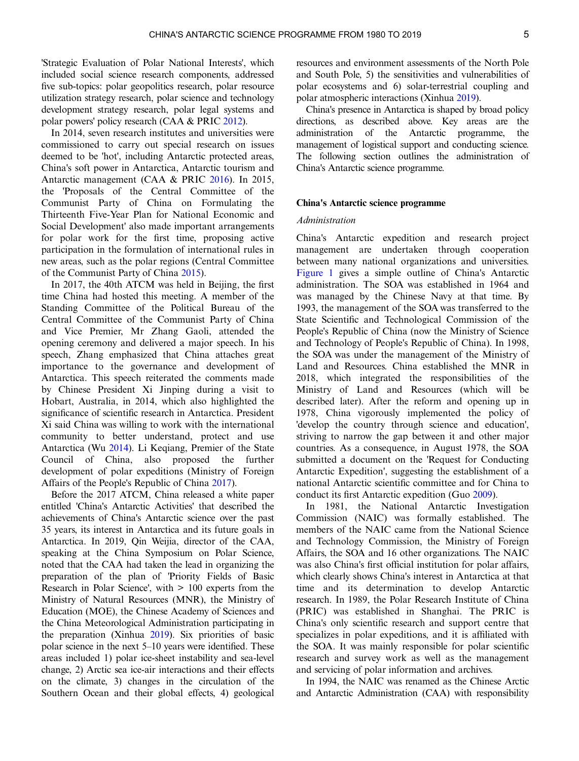'Strategic Evaluation of Polar National Interests', which included social science research components, addressed five sub-topics: polar geopolitics research, polar resource utilization strategy research, polar science and technology development strategy research, polar legal systems and polar powers' policy research (CAA & PRIC 2012).

In 2014, seven research institutes and universities were commissioned to carry out special research on issues deemed to be 'hot', including Antarctic protected areas, China's soft power in Antarctica, Antarctic tourism and Antarctic management (CAA & PRIC 2016). In 2015, the 'Proposals of the Central Committee of the Communist Party of China on Formulating the Thirteenth Five-Year Plan for National Economic and Social Development' also made important arrangements for polar work for the first time, proposing active participation in the formulation of international rules in new areas, such as the polar regions (Central Committee of the Communist Party of China 2015).

In 2017, the 40th ATCM was held in Beijing, the first time China had hosted this meeting. A member of the Standing Committee of the Political Bureau of the Central Committee of the Communist Party of China and Vice Premier, Mr Zhang Gaoli, attended the opening ceremony and delivered a major speech. In his speech, Zhang emphasized that China attaches great importance to the governance and development of Antarctica. This speech reiterated the comments made by Chinese President Xi Jinping during a visit to Hobart, Australia, in 2014, which also highlighted the significance of scientific research in Antarctica. President Xi said China was willing to work with the international community to better understand, protect and use Antarctica (Wu 2014). Li Keqiang, Premier of the State Council of China, also proposed the further development of polar expeditions (Ministry of Foreign Affairs of the People's Republic of China 2017).

Before the 2017 ATCM, China released a white paper entitled 'China's Antarctic Activities' that described the achievements of China's Antarctic science over the past 35 years, its interest in Antarctica and its future goals in Antarctica. In 2019, Qin Weijia, director of the CAA, speaking at the China Symposium on Polar Science, noted that the CAA had taken the lead in organizing the preparation of the plan of 'Priority Fields of Basic Research in Polar Science', with > 100 experts from the Ministry of Natural Resources (MNR), the Ministry of Education (MOE), the Chinese Academy of Sciences and the China Meteorological Administration participating in the preparation (Xinhua 2019). Six priorities of basic polar science in the next 5–10 years were identified. These areas included 1) polar ice-sheet instability and sea-level change, 2) Arctic sea ice-air interactions and their effects on the climate, 3) changes in the circulation of the Southern Ocean and their global effects, 4) geological resources and environment assessments of the North Pole and South Pole, 5) the sensitivities and vulnerabilities of polar ecosystems and 6) solar-terrestrial coupling and polar atmospheric interactions (Xinhua 2019).

China's presence in Antarctica is shaped by broad policy directions, as described above. Key areas are the administration of the Antarctic programme, the management of logistical support and conducting science. The following section outlines the administration of China's Antarctic science programme.

## China's Antarctic science programme

### *Administration*

China's Antarctic expedition and research project management are undertaken through cooperation between many national organizations and universities. Figure 1 gives a simple outline of China's Antarctic administration. The SOA was established in 1964 and was managed by the Chinese Navy at that time. By 1993, the management of the SOA was transferred to the State Scientific and Technological Commission of the People's Republic of China (now the Ministry of Science and Technology of People's Republic of China). In 1998, the SOA was under the management of the Ministry of Land and Resources. China established the MNR in 2018, which integrated the responsibilities of the Ministry of Land and Resources (which will be described later). After the reform and opening up in 1978, China vigorously implemented the policy of 'develop the country through science and education', striving to narrow the gap between it and other major countries. As a consequence, in August 1978, the SOA submitted a document on the 'Request for Conducting Antarctic Expedition', suggesting the establishment of a national Antarctic scientific committee and for China to conduct its first Antarctic expedition (Guo 2009).

In 1981, the National Antarctic Investigation Commission (NAIC) was formally established. The members of the NAIC came from the National Science and Technology Commission, the Ministry of Foreign Affairs, the SOA and 16 other organizations. The NAIC was also China's first official institution for polar affairs, which clearly shows China's interest in Antarctica at that time and its determination to develop Antarctic research. In 1989, the Polar Research Institute of China (PRIC) was established in Shanghai. The PRIC is China's only scientific research and support centre that specializes in polar expeditions, and it is affiliated with the SOA. It was mainly responsible for polar scientific research and survey work as well as the management and servicing of polar information and archives.

In 1994, the NAIC was renamed as the Chinese Arctic and Antarctic Administration (CAA) with responsibility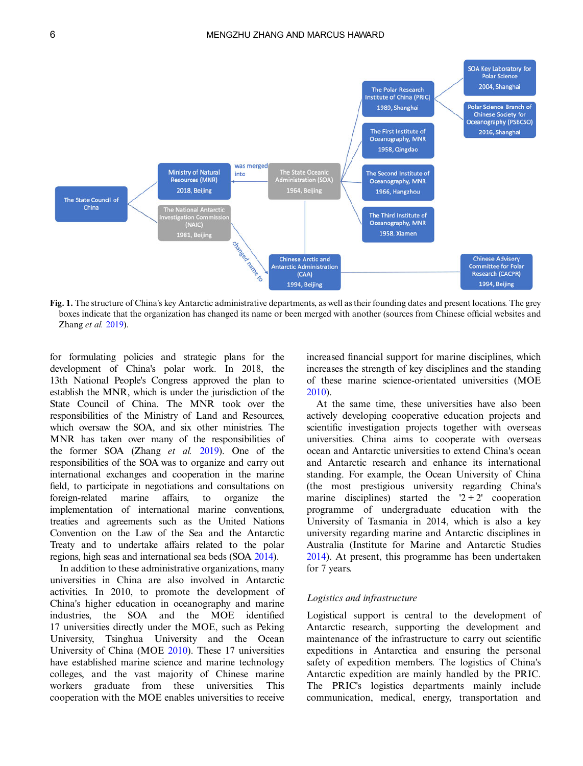**Fig. 1.** The structure of China's key Antarctic administrative departments, as well as their founding dates and present locations. The grey boxes indicate that the organization has changed its name or been merged with another (sources from Chinese official websites and Zhang *et al.* 2019).

for formulating policies and strategic plans for the development of China's polar work. In 2018, the 13th National People's Congress approved the plan to establish the MNR, which is under the jurisdiction of the State Council of China. The MNR took over the responsibilities of the Ministry of Land and Resources, which oversaw the SOA, and six other ministries. The MNR has taken over many of the responsibilities of the former SOA (Zhang *et al.* 2019). One of the responsibilities of the SOA was to organize and carry out international exchanges and cooperation in the marine field, to participate in negotiations and consultations on foreign-related marine affairs, to organize the implementation of international marine conventions, treaties and agreements such as the United Nations Convention on the Law of the Sea and the Antarctic Treaty and to undertake affairs related to the polar regions, high seas and international sea beds (SOA 2014).

In addition to these administrative organizations, many universities in China are also involved in Antarctic activities. In 2010, to promote the development of China's higher education in oceanography and marine industries, the SOA and the MOE identified 17 universities directly under the MOE, such as Peking University, Tsinghua University and the Ocean University of China (MOE 2010). These 17 universities have established marine science and marine technology colleges, and the vast majority of Chinese marine workers graduate from these universities. This cooperation with the MOE enables universities to receive increased financial support for marine disciplines, which increases the strength of key disciplines and the standing of these marine science-orientated universities (MOE 2010).

At the same time, these universities have also been actively developing cooperative education projects and scientific investigation projects together with overseas universities. China aims to cooperate with overseas ocean and Antarctic universities to extend China's ocean and Antarctic research and enhance its international standing. For example, the Ocean University of China (the most prestigious university regarding China's marine disciplines) started the '2 + 2' cooperation programme of undergraduate education with the University of Tasmania in 2014, which is also a key university regarding marine and Antarctic disciplines in Australia (Institute for Marine and Antarctic Studies 2014). At present, this programme has been undertaken for 7 years.

### *Logistics and infrastructure*

Logistical support is central to the development of Antarctic research, supporting the development and maintenance of the infrastructure to carry out scientific expeditions in Antarctica and ensuring the personal safety of expedition members. The logistics of China's Antarctic expedition are mainly handled by the PRIC. The PRIC's logistics departments mainly include communication, medical, energy, transportation and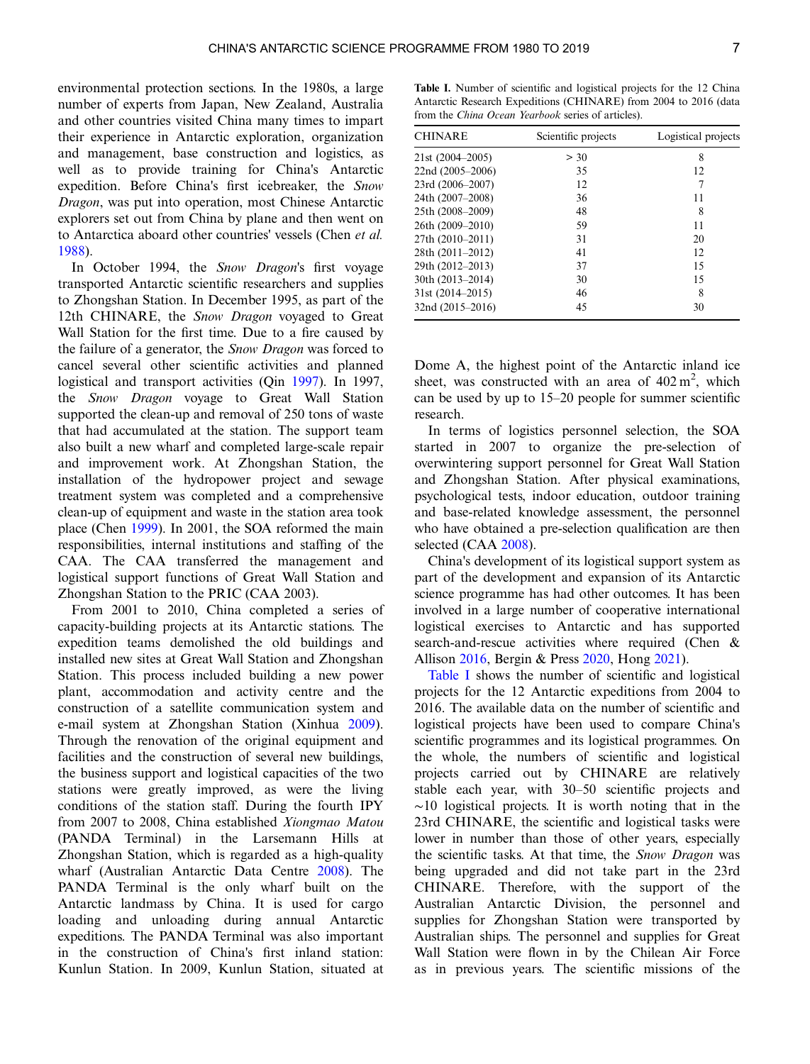environmental protection sections. In the 1980s, a large number of experts from Japan, New Zealand, Australia and other countries visited China many times to impart their experience in Antarctic exploration, organization and management, base construction and logistics, as well as to provide training for China's Antarctic expedition. Before China's first icebreaker, the *Snow Dragon*, was put into operation, most Chinese Antarctic explorers set out from China by plane and then went on to Antarctica aboard other countries' vessels (Chen *et al.* 1988).

In October 1994, the *Snow Dragon*'s first voyage transported Antarctic scientific researchers and supplies to Zhongshan Station. In December 1995, as part of the 12th CHINARE, the *Snow Dragon* voyaged to Great Wall Station for the first time. Due to a fire caused by the failure of a generator, the *Snow Dragon* was forced to cancel several other scientific activities and planned logistical and transport activities (Qin 1997). In 1997, the *Snow Dragon* voyage to Great Wall Station supported the clean-up and removal of 250 tons of waste that had accumulated at the station. The support team also built a new wharf and completed large-scale repair and improvement work. At Zhongshan Station, the installation of the hydropower project and sewage treatment system was completed and a comprehensive clean-up of equipment and waste in the station area took place (Chen 1999). In 2001, the SOA reformed the main responsibilities, internal institutions and staffing of the CAA. The CAA transferred the management and logistical support functions of Great Wall Station and Zhongshan Station to the PRIC (CAA 2003).

From 2001 to 2010, China completed a series of capacity-building projects at its Antarctic stations. The expedition teams demolished the old buildings and installed new sites at Great Wall Station and Zhongshan Station. This process included building a new power plant, accommodation and activity centre and the construction of a satellite communication system and e-mail system at Zhongshan Station (Xinhua 2009). Through the renovation of the original equipment and facilities and the construction of several new buildings, the business support and logistical capacities of the two stations were greatly improved, as were the living conditions of the station staff. During the fourth IPY from 2007 to 2008, China established *Xiongmao Matou* (PANDA Terminal) in the Larsemann Hills at Zhongshan Station, which is regarded as a high-quality wharf (Australian Antarctic Data Centre 2008). The PANDA Terminal is the only wharf built on the Antarctic landmass by China. It is used for cargo loading and unloading during annual Antarctic expeditions. The PANDA Terminal was also important in the construction of China's first inland station: Kunlun Station. In 2009, Kunlun Station, situated at Dome A, the highest point of the Antarctic inland ice sheet, was constructed with an area of 402 $m^2$, which can be used by up to 15–20 people for summer scientific research.

In terms of logistics personnel selection, the SOA started in 2007 to organize the pre-selection of overwintering support personnel for Great Wall Station and Zhongshan Station. After physical examinations, psychological tests, indoor education, outdoor training and base-related knowledge assessment, the personnel who have obtained a pre-selection qualification are then selected (CAA 2008).

China's development of its logistical support system as part of the development and expansion of its Antarctic science programme has had other outcomes. It has been involved in a large number of cooperative international logistical exercises to Antarctic and has supported search-and-rescue activities where required (Chen & Allison 2016, Bergin & Press 2020, Hong 2021).

Table I. Number of scientific and logistical projects for the 12 China Antarctic Research Expeditions (CHINARE) from 2004 to 2016 (data from the *China Ocean Yearbook* series of articles).

| CHINARE | Scientific projects | Logistical projects |
|---|---|---|
| 21st (2004–2005) | > 30 | 8 |
| 22nd (2005–2006) | 35 | 12 |
| 23rd (2006–2007) | 12 | 7 |
| 24th (2007–2008) | 36 | 11 |
| 25th (2008–2009) | 48 | 8 |
| 26th (2009–2010) | 59 | 11 |
| 27th (2010–2011) | 31 | 20 |
| 28th (2011–2012) | 41 | 12 |
| 29th (2012–2013) | 37 | 15 |
| 30th (2013–2014) | 30 | 15 |
| 31st (2014–2015) | 46 | 8 |
| 32nd (2015–2016) | 45 | 30 |

Table I shows the number of scientific and logistical projects for the 12 Antarctic expeditions from 2004 to 2016. The available data on the number of scientific and logistical projects have been used to compare China's scientific programmes and its logistical programmes. On the whole, the numbers of scientific and logistical projects carried out by CHINARE are relatively stable each year, with 30–50 scientific projects and ~10 logistical projects. It is worth noting that in the 23rd CHINARE, the scientific and logistical tasks were lower in number than those of other years, especially the scientific tasks. At that time, the *Snow Dragon* was being upgraded and did not take part in the 23rd CHINARE. Therefore, with the support of the Australian Antarctic Division, the personnel and supplies for Zhongshan Station were transported by Australian ships. The personnel and supplies for Great Wall Station were flown in by the Chilean Air Force as in previous years. The scientific missions of the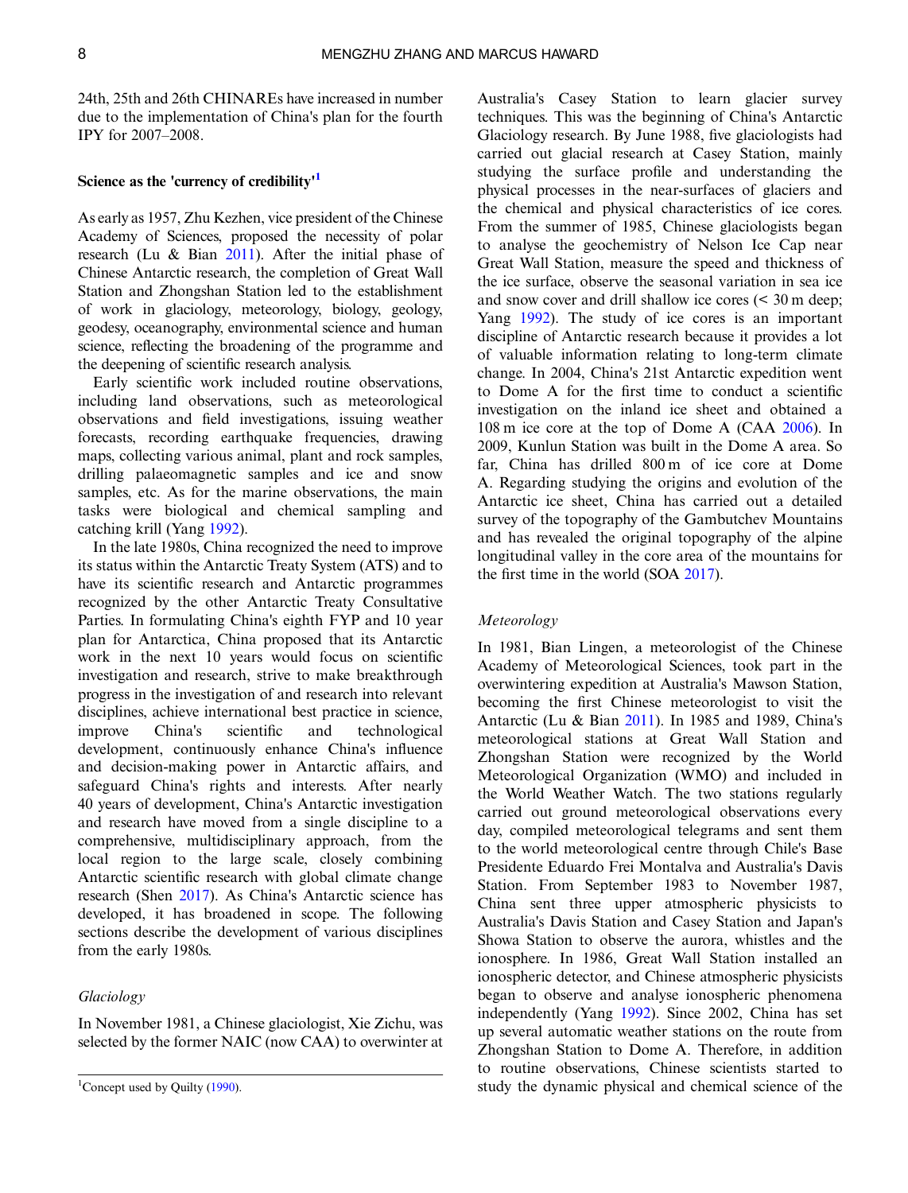24th, 25th and 26th CHINAREs have increased in number due to the implementation of China's plan for the fourth IPY for 2007–2008.

### Science as the 'currency of credibility'[1]

As early as 1957, Zhu Kezhen, vice president of the Chinese Academy of Sciences, proposed the necessity of polar research (Lu & Bian 2011). After the initial phase of Chinese Antarctic research, the completion of Great Wall Station and Zhongshan Station led to the establishment of work in glaciology, meteorology, biology, geology, geodesy, oceanography, environmental science and human science, reflecting the broadening of the programme and the deepening of scientific research analysis.

Early scientific work included routine observations, including land observations, such as meteorological observations and field investigations, issuing weather forecasts, recording earthquake frequencies, drawing maps, collecting various animal, plant and rock samples, drilling palaeomagnetic samples and ice and snow samples, etc. As for the marine observations, the main tasks were biological and chemical sampling and catching krill (Yang 1992).

In the late 1980s, China recognized the need to improve its status within the Antarctic Treaty System (ATS) and to have its scientific research and Antarctic programmes recognized by the other Antarctic Treaty Consultative Parties. In formulating China's eighth FYP and 10 year plan for Antarctica, China proposed that its Antarctic work in the next 10 years would focus on scientific investigation and research, strive to make breakthrough progress in the investigation of and research into relevant disciplines, achieve international best practice in science, improve China's scientific and technological development, continuously enhance China's influence and decision-making power in Antarctic affairs, and safeguard China's rights and interests. After nearly 40 years of development, China's Antarctic investigation and research have moved from a single discipline to a comprehensive, multidisciplinary approach, from the local region to the large scale, closely combining Antarctic scientific research with global climate change research (Shen 2017). As China's Antarctic science has developed, it has broadened in scope. The following sections describe the development of various disciplines from the early 1980s.

#### *Glaciology*

In November 1981, a Chinese glaciologist, Xie Zichu, was selected by the former NAIC (now CAA) to overwinter at Australia's Casey Station to learn glacier survey techniques. This was the beginning of China's Antarctic Glaciology research. By June 1988, five glaciologists had carried out glacial research at Casey Station, mainly studying the surface profile and understanding the physical processes in the near-surfaces of glaciers and the chemical and physical characteristics of ice cores. From the summer of 1985, Chinese glaciologists began to analyse the geochemistry of Nelson Ice Cap near Great Wall Station, measure the speed and thickness of the ice surface, observe the seasonal variation in sea ice and snow cover and drill shallow ice cores (< 30 m deep; Yang 1992). The study of ice cores is an important discipline of Antarctic research because it provides a lot of valuable information relating to long-term climate change. In 2004, China's 21st Antarctic expedition went to Dome A for the first time to conduct a scientific investigation on the inland ice sheet and obtained a 108 m ice core at the top of Dome A (CAA 2006). In 2009, Kunlun Station was built in the Dome A area. So far, China has drilled 800 m of ice core at Dome A. Regarding studying the origins and evolution of the Antarctic ice sheet, China has carried out a detailed survey of the topography of the Gambutchev Mountains and has revealed the original topography of the alpine longitudinal valley in the core area of the mountains for the first time in the world (SOA 2017).

#### *Meteorology*

In 1981, Bian Lingen, a meteorologist of the Chinese Academy of Meteorological Sciences, took part in the overwintering expedition at Australia's Mawson Station, becoming the first Chinese meteorologist to visit the Antarctic (Lu & Bian 2011). In 1985 and 1989, China's meteorological stations at Great Wall Station and Zhongshan Station were recognized by the World Meteorological Organization (WMO) and included in the World Weather Watch. The two stations regularly carried out ground meteorological observations every day, compiled meteorological telegrams and sent them to the world meteorological centre through Chile's Base Presidente Eduardo Frei Montalva and Australia's Davis Station. From September 1983 to November 1987, China sent three upper atmospheric physicists to Australia's Davis Station and Casey Station and Japan's Showa Station to observe the aurora, whistles and the ionosphere. In 1986, Great Wall Station installed an ionospheric detector, and Chinese atmospheric physicists began to observe and analyse ionospheric phenomena independently (Yang 1992). Since 2002, China has set up several automatic weather stations on the route from Zhongshan Station to Dome A. Therefore, in addition to routine observations, Chinese scientists started to study the dynamic physical and chemical science of the

[1] Concept used by Quilty (1990).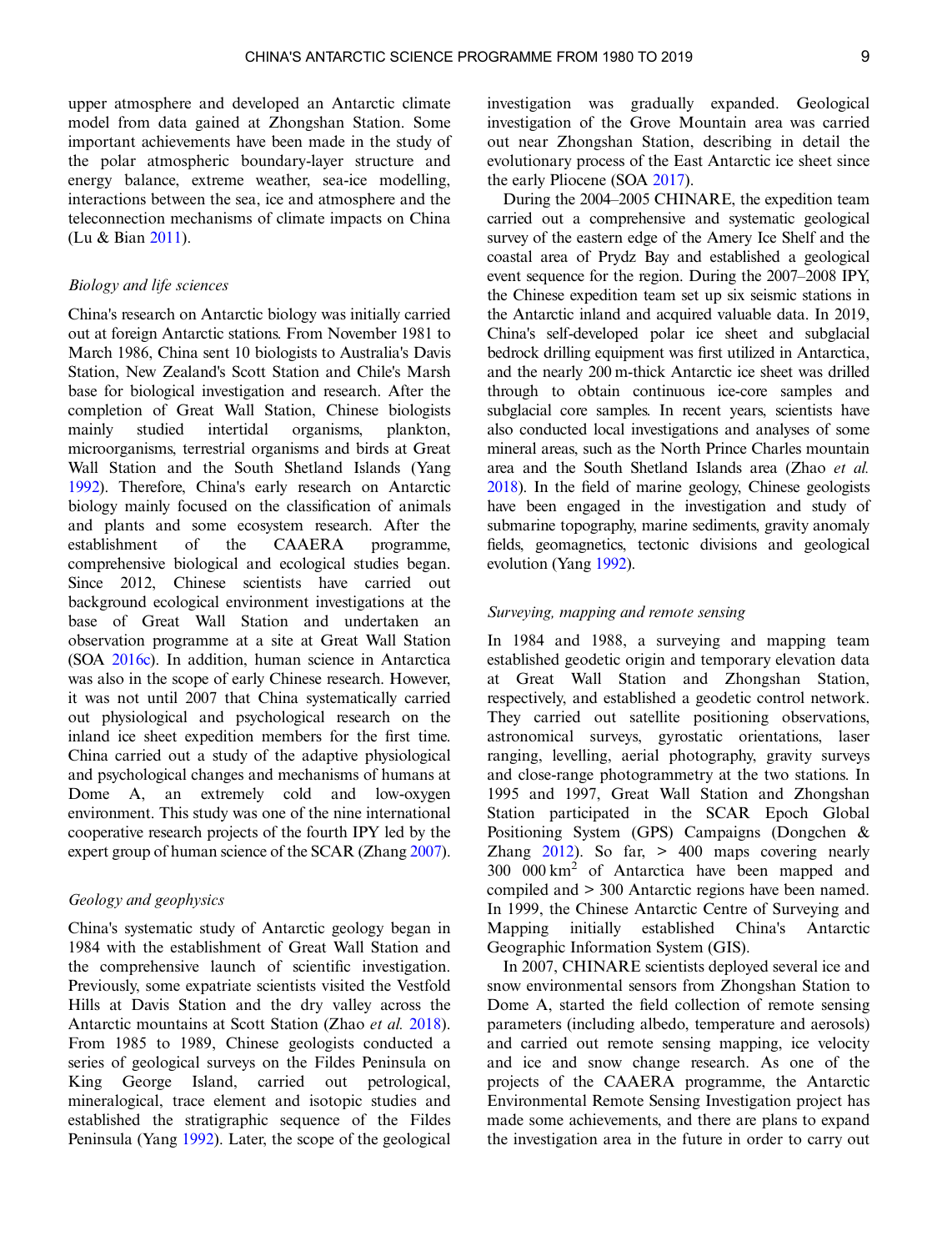upper atmosphere and developed an Antarctic climate model from data gained at Zhongshan Station. Some important achievements have been made in the study of the polar atmospheric boundary-layer structure and energy balance, extreme weather, sea-ice modelling, interactions between the sea, ice and atmosphere and the teleconnection mechanisms of climate impacts on China (Lu & Bian 2011).

### *Biology and life sciences*

China's research on Antarctic biology was initially carried out at foreign Antarctic stations. From November 1981 to March 1986, China sent 10 biologists to Australia's Davis Station, New Zealand's Scott Station and Chile's Marsh base for biological investigation and research. After the completion of Great Wall Station, Chinese biologists mainly studied intertidal organisms, plankton, microorganisms, terrestrial organisms and birds at Great Wall Station and the South Shetland Islands (Yang 1992). Therefore, China's early research on Antarctic biology mainly focused on the classification of animals and plants and some ecosystem research. After the establishment of the CAAERA programme, comprehensive biological and ecological studies began. Since 2012, Chinese scientists have carried out background ecological environment investigations at the base of Great Wall Station and undertaken an observation programme at a site at Great Wall Station (SOA 2016c). In addition, human science in Antarctica was also in the scope of early Chinese research. However, it was not until 2007 that China systematically carried out physiological and psychological research on the inland ice sheet expedition members for the first time. China carried out a study of the adaptive physiological and psychological changes and mechanisms of humans at Dome A, an extremely cold and low-oxygen environment. This study was one of the nine international cooperative research projects of the fourth IPY led by the expert group of human science of the SCAR (Zhang 2007).

### *Geology and geophysics*

China's systematic study of Antarctic geology began in 1984 with the establishment of Great Wall Station and the comprehensive launch of scientific investigation. Previously, some expatriate scientists visited the Vestfold Hills at Davis Station and the dry valley across the Antarctic mountains at Scott Station (Zhao *et al.* 2018). From 1985 to 1989, Chinese geologists conducted a series of geological surveys on the Fildes Peninsula on King George Island, carried out petrological, mineralogical, trace element and isotopic studies and established the stratigraphic sequence of the Fildes Peninsula (Yang 1992). Later, the scope of the geological investigation was gradually expanded. Geological investigation of the Grove Mountain area was carried out near Zhongshan Station, describing in detail the evolutionary process of the East Antarctic ice sheet since the early Pliocene (SOA 2017).

During the 2004–2005 CHINARE, the expedition team carried out a comprehensive and systematic geological survey of the eastern edge of the Amery Ice Shelf and the coastal area of Prydz Bay and established a geological event sequence for the region. During the 2007–2008 IPY, the Chinese expedition team set up six seismic stations in the Antarctic inland and acquired valuable data. In 2019, China's self-developed polar ice sheet and subglacial bedrock drilling equipment was first utilized in Antarctica, and the nearly 200 m-thick Antarctic ice sheet was drilled through to obtain continuous ice-core samples and subglacial core samples. In recent years, scientists have also conducted local investigations and analyses of some mineral areas, such as the North Prince Charles mountain area and the South Shetland Islands area (Zhao *et al.* 2018). In the field of marine geology, Chinese geologists have been engaged in the investigation and study of submarine topography, marine sediments, gravity anomaly fields, geomagnetics, tectonic divisions and geological evolution (Yang 1992).

### *Surveying, mapping and remote sensing*

In 1984 and 1988, a surveying and mapping team established geodetic origin and temporary elevation data at Great Wall Station and Zhongshan Station, respectively, and established a geodetic control network. They carried out satellite positioning observations, astronomical surveys, gyrostatic orientations, laser ranging, levelling, aerial photography, gravity surveys and close-range photogrammetry at the two stations. In 1995 and 1997, Great Wall Station and Zhongshan Station participated in the SCAR Epoch Global Positioning System (GPS) Campaigns (Dongchen & Zhang 2012). So far, > 400 maps covering nearly 300 000 $km^2$ of Antarctica have been mapped and compiled and > 300 Antarctic regions have been named. In 1999, the Chinese Antarctic Centre of Surveying and Mapping initially established China's Antarctic Geographic Information System (GIS).

In 2007, CHINARE scientists deployed several ice and snow environmental sensors from Zhongshan Station to Dome A, started the field collection of remote sensing parameters (including albedo, temperature and aerosols) and carried out remote sensing mapping, ice velocity and ice and snow change research. As one of the projects of the CAAERA programme, the Antarctic Environmental Remote Sensing Investigation project has made some achievements, and there are plans to expand the investigation area in the future in order to carry out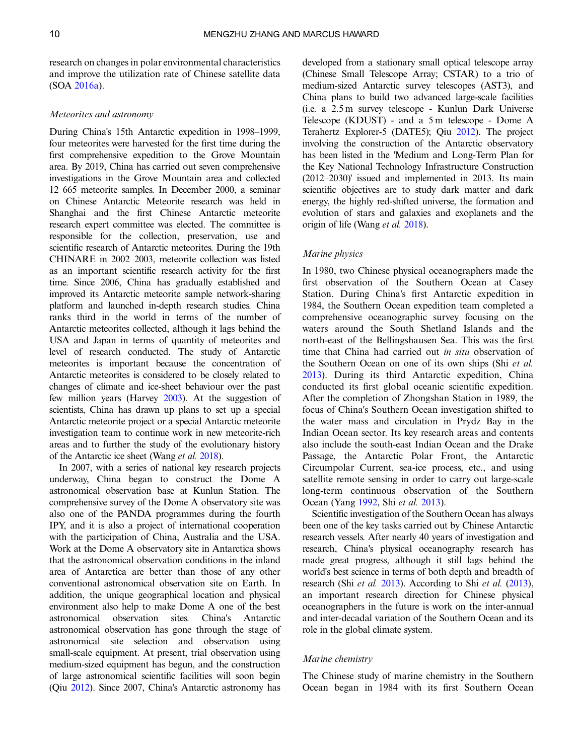research on changes in polar environmental characteristics and improve the utilization rate of Chinese satellite data (SOA 2016a).

### *Meteorites and astronomy*

During China's 15th Antarctic expedition in 1998–1999, four meteorites were harvested for the first time during the first comprehensive expedition to the Grove Mountain area. By 2019, China has carried out seven comprehensive investigations in the Grove Mountain area and collected 12 665 meteorite samples. In December 2000, a seminar on Chinese Antarctic Meteorite research was held in Shanghai and the first Chinese Antarctic meteorite research expert committee was elected. The committee is responsible for the collection, preservation, use and scientific research of Antarctic meteorites. During the 19th CHINARE in 2002–2003, meteorite collection was listed as an important scientific research activity for the first time. Since 2006, China has gradually established and improved its Antarctic meteorite sample network-sharing platform and launched in-depth research studies. China ranks third in the world in terms of the number of Antarctic meteorites collected, although it lags behind the USA and Japan in terms of quantity of meteorites and level of research conducted. The study of Antarctic meteorites is important because the concentration of Antarctic meteorites is considered to be closely related to changes of climate and ice-sheet behaviour over the past few million years (Harvey 2003). At the suggestion of scientists, China has drawn up plans to set up a special Antarctic meteorite project or a special Antarctic meteorite investigation team to continue work in new meteorite-rich areas and to further the study of the evolutionary history of the Antarctic ice sheet (Wang *et al.* 2018).

In 2007, with a series of national key research projects underway, China began to construct the Dome A astronomical observation base at Kunlun Station. The comprehensive survey of the Dome A observatory site was also one of the PANDA programmes during the fourth IPY, and it is also a project of international cooperation with the participation of China, Australia and the USA. Work at the Dome A observatory site in Antarctica shows that the astronomical observation conditions in the inland area of Antarctica are better than those of any other conventional astronomical observation site on Earth. In addition, the unique geographical location and physical environment also help to make Dome A one of the best astronomical observation sites. China's Antarctic astronomical observation has gone through the stage of astronomical site selection and observation using small-scale equipment. At present, trial observation using medium-sized equipment has begun, and the construction of large astronomical scientific facilities will soon begin (Qiu 2012). Since 2007, China's Antarctic astronomy has developed from a stationary small optical telescope array (Chinese Small Telescope Array; CSTAR) to a trio of medium-sized Antarctic survey telescopes (AST3), and China plans to build two advanced large-scale facilities (i.e. a 2.5 m survey telescope - Kunlun Dark Universe Telescope (KDUST) - and a 5 m telescope - Dome A Terahertz Explorer-5 (DATE5); Qiu 2012). The project involving the construction of the Antarctic observatory has been listed in the 'Medium and Long-Term Plan for the Key National Technology Infrastructure Construction (2012–2030)' issued and implemented in 2013. Its main scientific objectives are to study dark matter and dark energy, the highly red-shifted universe, the formation and evolution of stars and galaxies and exoplanets and the origin of life (Wang *et al.* 2018).

### *Marine physics*

In 1980, two Chinese physical oceanographers made the first observation of the Southern Ocean at Casey Station. During China's first Antarctic expedition in 1984, the Southern Ocean expedition team completed a comprehensive oceanographic survey focusing on the waters around the South Shetland Islands and the north-east of the Bellingshausen Sea. This was the first time that China had carried out *in situ* observation of the Southern Ocean on one of its own ships (Shi *et al.* 2013). During its third Antarctic expedition, China conducted its first global oceanic scientific expedition. After the completion of Zhongshan Station in 1989, the focus of China's Southern Ocean investigation shifted to the water mass and circulation in Prydz Bay in the Indian Ocean sector. Its key research areas and contents also include the south-east Indian Ocean and the Drake Passage, the Antarctic Polar Front, the Antarctic Circumpolar Current, sea-ice process, etc., and using satellite remote sensing in order to carry out large-scale long-term continuous observation of the Southern Ocean (Yang 1992, Shi *et al.* 2013).

Scientific investigation of the Southern Ocean has always been one of the key tasks carried out by Chinese Antarctic research vessels. After nearly 40 years of investigation and research, China's physical oceanography research has made great progress, although it still lags behind the world's best science in terms of both depth and breadth of research (Shi *et al.* 2013). According to Shi *et al.* (2013), an important research direction for Chinese physical oceanographers in the future is work on the inter-annual and inter-decadal variation of the Southern Ocean and its role in the global climate system.

### *Marine chemistry*

The Chinese study of marine chemistry in the Southern Ocean began in 1984 with its first Southern Ocean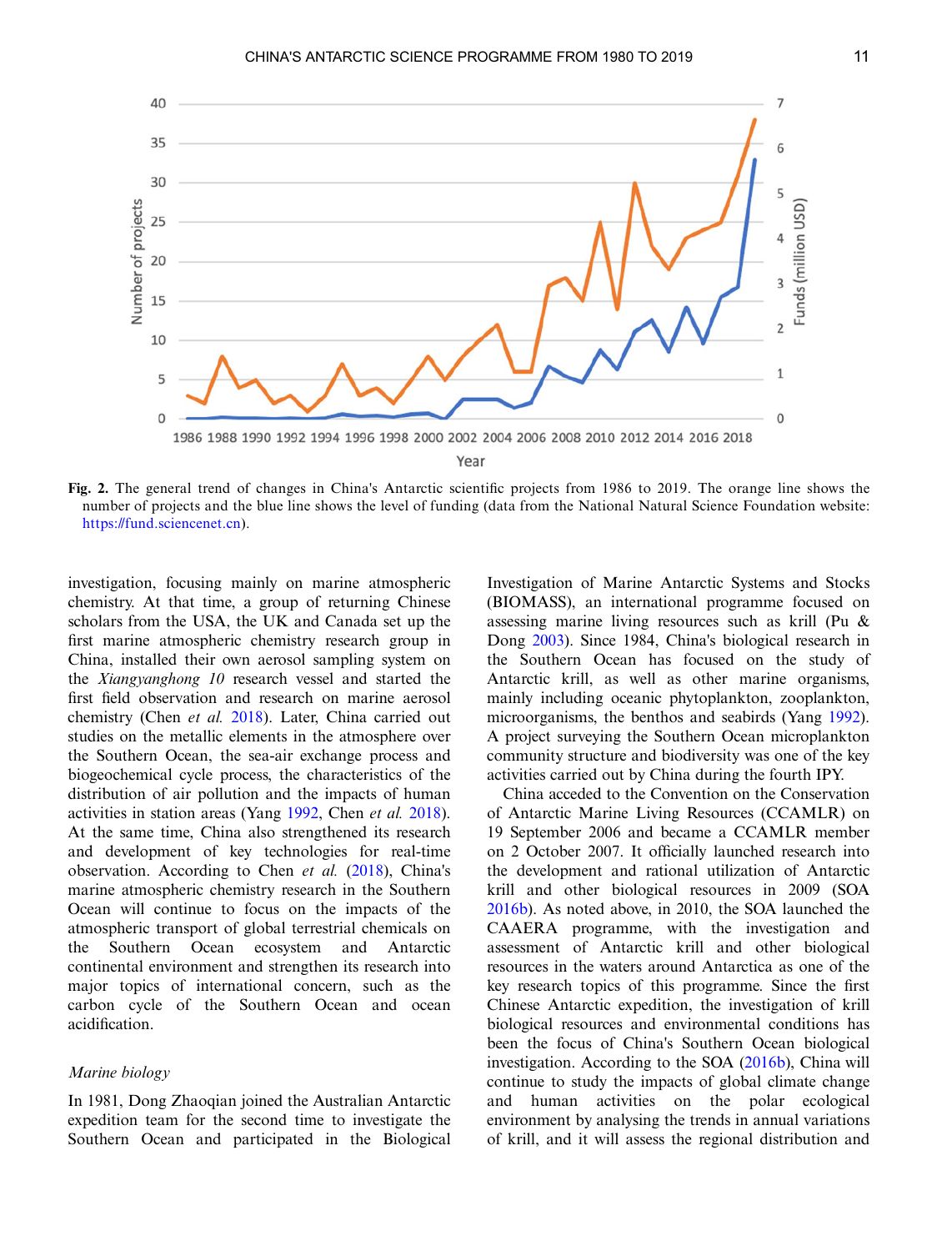**Fig. 2.** The general trend of changes in China's Antarctic scientific projects from 1986 to 2019. The orange line shows the number of projects and the blue line shows the level of funding (data from the National Natural Science Foundation website: https://fund.sciencenet.cn).

investigation, focusing mainly on marine atmospheric chemistry. At that time, a group of returning Chinese scholars from the USA, the UK and Canada set up the first marine atmospheric chemistry research group in China, installed their own aerosol sampling system on the *Xiangyanghong 10* research vessel and started the first field observation and research on marine aerosol chemistry (Chen *et al.* 2018). Later, China carried out studies on the metallic elements in the atmosphere over the Southern Ocean, the sea-air exchange process and biogeochemical cycle process, the characteristics of the distribution of air pollution and the impacts of human activities in station areas (Yang 1992, Chen *et al.* 2018). At the same time, China also strengthened its research and development of key technologies for real-time observation. According to Chen *et al.* (2018), China's marine atmospheric chemistry research in the Southern Ocean will continue to focus on the impacts of the atmospheric transport of global terrestrial chemicals on the Southern Ocean ecosystem and Antarctic continental environment and strengthen its research into major topics of international concern, such as the carbon cycle of the Southern Ocean and ocean acidification.

### *Marine biology*

In 1981, Dong Zhaoqian joined the Australian Antarctic expedition team for the second time to investigate the Southern Ocean and participated in the Biological Investigation of Marine Antarctic Systems and Stocks (BIOMASS), an international programme focused on assessing marine living resources such as krill (Pu & Dong 2003). Since 1984, China's biological research in the Southern Ocean has focused on the study of Antarctic krill, as well as other marine organisms, mainly including oceanic phytoplankton, zooplankton, microorganisms, the benthos and seabirds (Yang 1992). A project surveying the Southern Ocean microplankton community structure and biodiversity was one of the key activities carried out by China during the fourth IPY.

China acceded to the Convention on the Conservation of Antarctic Marine Living Resources (CCAMLR) on 19 September 2006 and became a CCAMLR member on 2 October 2007. It officially launched research into the development and rational utilization of Antarctic krill and other biological resources in 2009 (SOA 2016b). As noted above, in 2010, the SOA launched the CAAERA programme, with the investigation and assessment of Antarctic krill and other biological resources in the waters around Antarctica as one of the key research topics of this programme. Since the first Chinese Antarctic expedition, the investigation of krill biological resources and environmental conditions has been the focus of China's Southern Ocean biological investigation. According to the SOA (2016b), China will continue to study the impacts of global climate change and human activities on the polar ecological environment by analysing the trends in annual variations of krill, and it will assess the regional distribution and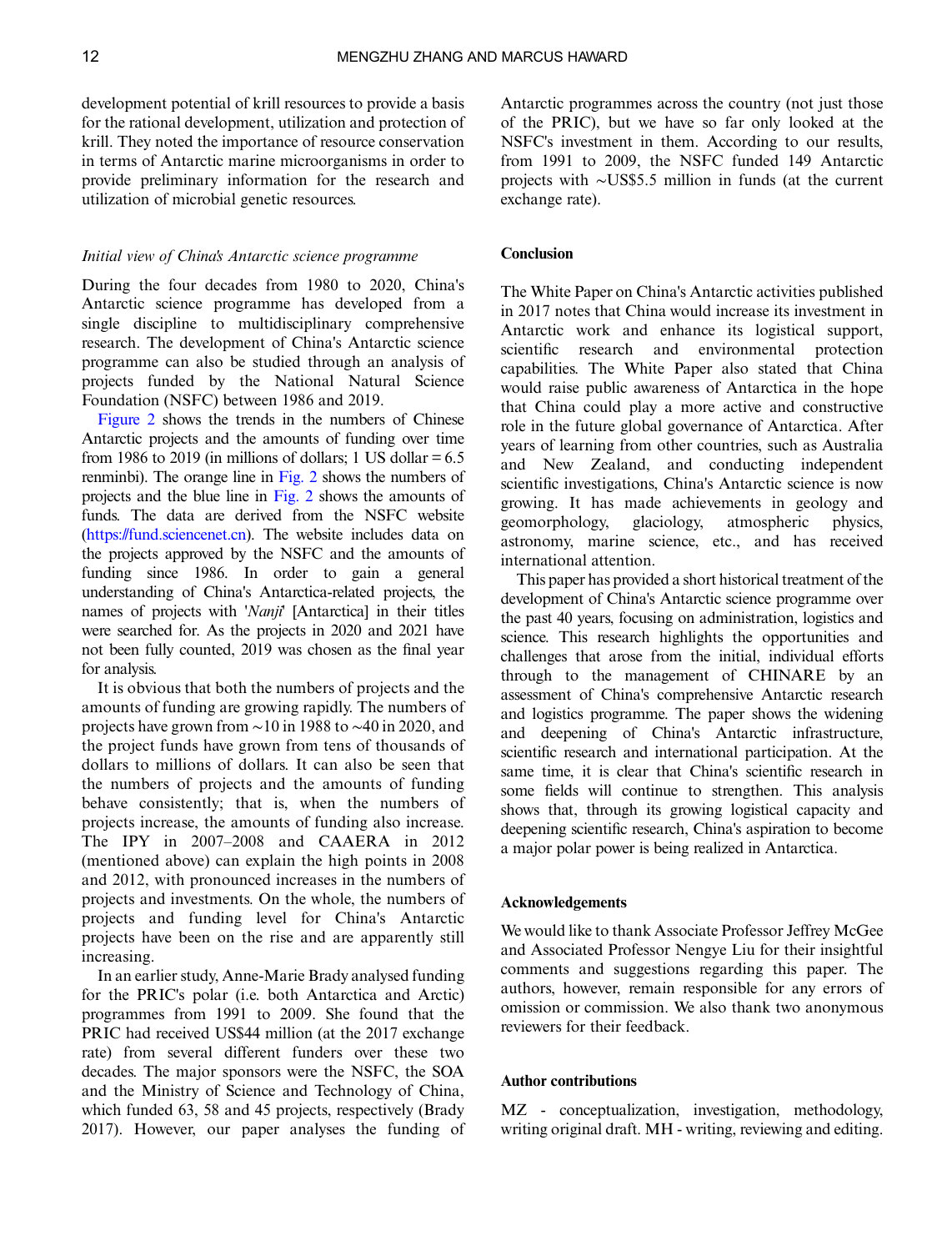development potential of krill resources to provide a basis for the rational development, utilization and protection of krill. They noted the importance of resource conservation in terms of Antarctic marine microorganisms in order to provide preliminary information for the research and utilization of microbial genetic resources.

### *Initial view of China's Antarctic science programme*

During the four decades from 1980 to 2020, China's Antarctic science programme has developed from a single discipline to multidisciplinary comprehensive research. The development of China's Antarctic science programme can also be studied through an analysis of projects funded by the National Natural Science Foundation (NSFC) between 1986 and 2019.

Figure 2 shows the trends in the numbers of Chinese Antarctic projects and the amounts of funding over time from 1986 to 2019 (in millions of dollars; 1 US dollar = 6.5 renminbi). The orange line in Fig. 2 shows the numbers of projects and the blue line in Fig. 2 shows the amounts of funds. The data are derived from the NSFC website (https://fund.sciencenet.cn). The website includes data on the projects approved by the NSFC and the amounts of funding since 1986. In order to gain a general understanding of China's Antarctica-related projects, the names of projects with '*Nanji*' [Antarctica] in their titles were searched for. As the projects in 2020 and 2021 have not been fully counted, 2019 was chosen as the final year for analysis.

It is obvious that both the numbers of projects and the amounts of funding are growing rapidly. The numbers of projects have grown from ~10 in 1988 to ~40 in 2020, and the project funds have grown from tens of thousands of dollars to millions of dollars. It can also be seen that the numbers of projects and the amounts of funding behave consistently; that is, when the numbers of projects increase, the amounts of funding also increase. The IPY in 2007–2008 and CAAERA in 2012 (mentioned above) can explain the high points in 2008 and 2012, with pronounced increases in the numbers of projects and investments. On the whole, the numbers of projects and funding level for China's Antarctic projects have been on the rise and are apparently still increasing.

In an earlier study, Anne-Marie Brady analysed funding for the PRIC's polar (i.e. both Antarctica and Arctic) programmes from 1991 to 2009. She found that the PRIC had received US$44 million (at the 2017 exchange rate) from several different funders over these two decades. The major sponsors were the NSFC, the SOA and the Ministry of Science and Technology of China, which funded 63, 58 and 45 projects, respectively (Brady 2017). However, our paper analyses the funding of Antarctic programmes across the country (not just those of the PRIC), but we have so far only looked at the NSFC's investment in them. According to our results, from 1991 to 2009, the NSFC funded 149 Antarctic projects with ~US$5.5 million in funds (at the current exchange rate).

## Conclusion

The White Paper on China's Antarctic activities published in 2017 notes that China would increase its investment in Antarctic work and enhance its logistical support, scientific research and environmental protection capabilities. The White Paper also stated that China would raise public awareness of Antarctica in the hope that China could play a more active and constructive role in the future global governance of Antarctica. After years of learning from other countries, such as Australia and New Zealand, and conducting independent scientific investigations, China's Antarctic science is now growing. It has made achievements in geology and geomorphology, glaciology, atmospheric physics, astronomy, marine science, etc., and has received international attention.

This paper has provided a short historical treatment of the development of China's Antarctic science programme over the past 40 years, focusing on administration, logistics and science. This research highlights the opportunities and challenges that arose from the initial, individual efforts through to the management of CHINARE by an assessment of China's comprehensive Antarctic research and logistics programme. The paper shows the widening and deepening of China's Antarctic infrastructure, scientific research and international participation. At the same time, it is clear that China's scientific research in some fields will continue to strengthen. This analysis shows that, through its growing logistical capacity and deepening scientific research, China's aspiration to become a major polar power is being realized in Antarctica.

## Acknowledgements

We would like to thank Associate Professor Jeffrey McGee and Associated Professor Nengye Liu for their insightful comments and suggestions regarding this paper. The authors, however, remain responsible for any errors of omission or commission. We also thank two anonymous reviewers for their feedback.

## Author contributions

MZ - conceptualization, investigation, methodology, writing original draft. MH - writing, reviewing and editing.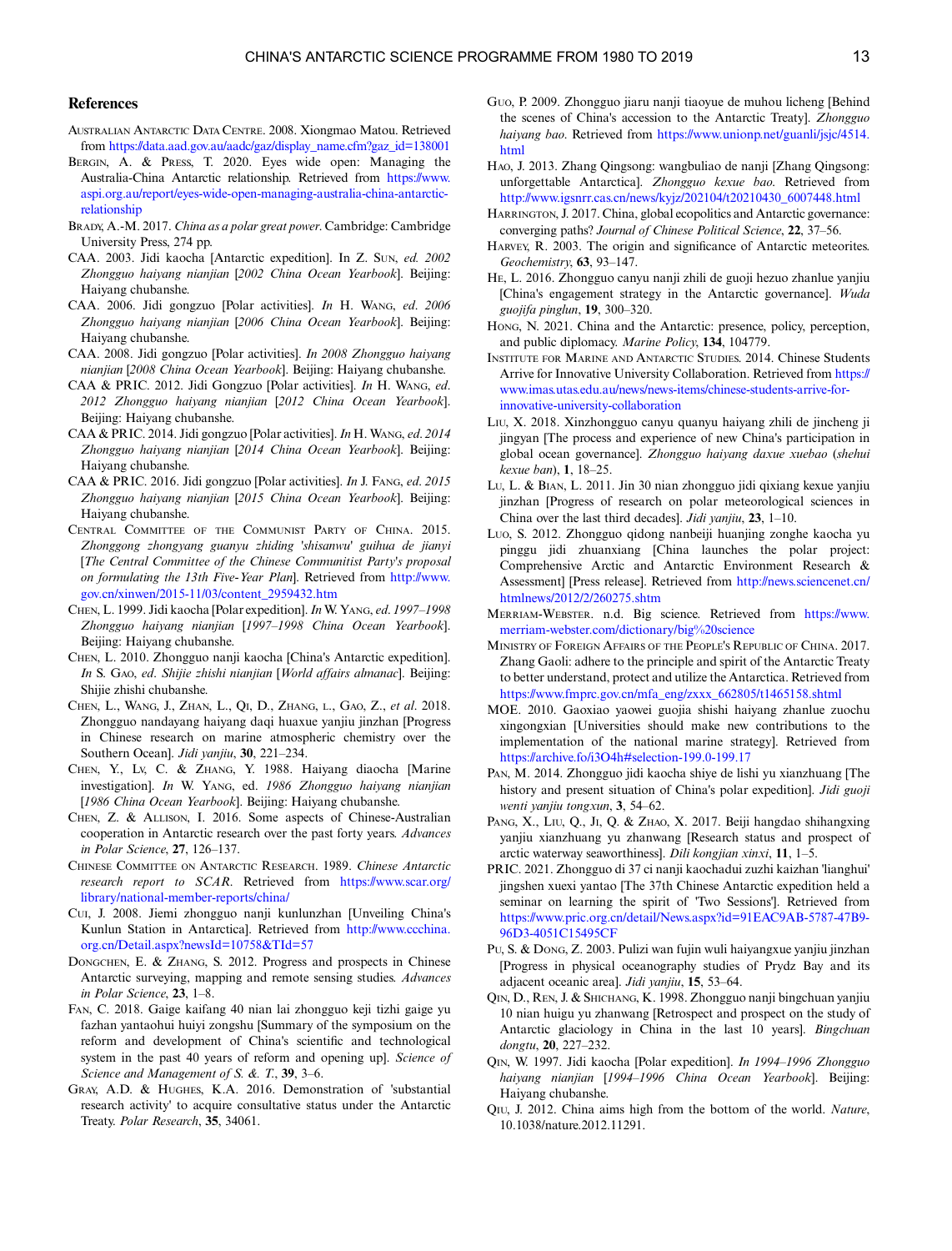## References

Australian Antarctic Data Centre. 2008. Xiongmao Matou. Retrieved from https://data.aad.gov.au/aadc/gaz/display_name.cfm?gaz_id=138001

Bergin, A. & Press, T. 2020. Eyes wide open: Managing the Australia-China Antarctic relationship. Retrieved from https://www.aspi.org.au/report/eyes-wide-open-managing-australia-china-antarctic-relationship

Brady, A.-M. 2017. *China as a polar great power*. Cambridge: Cambridge University Press, 274 pp.

CAA. 2003. Jidi kaocha [Antarctic expedition]. In Z. Sun, *ed. 2002 Zhongguo haiyang nianjian* [*2002 China Ocean Yearbook*]. Beijing: Haiyang chubanshe.

CAA. 2006. Jidi gongzuo [Polar activities]. *In* H. Wang, *ed*. *2006 Zhongguo haiyang nianjian* [*2006 China Ocean Yearbook*]. Beijing: Haiyang chubanshe.

CAA. 2008. Jidi gongzuo [Polar activities]. *In 2008 Zhongguo haiyang nianjian* [*2008 China Ocean Yearbook*]. Beijing: Haiyang chubanshe.

CAA & PRIC. 2012. Jidi Gongzuo [Polar activities]. *In* H. Wang, *ed*. *2012 Zhongguo haiyang nianjian* [*2012 China Ocean Yearbook*]. Beijing: Haiyang chubanshe.

CAA & PRIC. 2014. Jidi gongzuo [Polar activities]. *In* H. Wang, *ed*. *2014 Zhongguo haiyang nianjian* [*2014 China Ocean Yearbook*]. Beijing: Haiyang chubanshe.

CAA & PRIC. 2016. Jidi gongzuo [Polar activities]. *In* J. Fang, *ed*. *2015 Zhongguo haiyang nianjian* [*2015 China Ocean Yearbook*]. Beijing: Haiyang chubanshe.

Central Committee of the Communist Party of China. 2015. *Zhonggong zhongyang guanyu zhiding 'shisanwu' guihua de jianyi* [*The Central Committee of the Chinese Communitist Party's proposal on formulating the 13th Five-Year Plan*]. Retrieved from http://www.gov.cn/xinwen/2015-11/03/content_2959432.htm

Chen, L. 1999. Jidi kaocha [Polar expedition]. *In* W. Yang, *ed*. *1997–1998 Zhongguo haiyang nianjian* [*1997–1998 China Ocean Yearbook*]. Beijing: Haiyang chubanshe.

Chen, L. 2010. Zhongguo nanji kaocha [China's Antarctic expedition]. *In* S. Gao, *ed*. *Shijie zhishi nianjian* [*World affairs almanac*]. Beijing: Shijie zhishi chubanshe.

Chen, L., Wang, J., Zhan, L., Qi, D., Zhang, l., Gao, Z., *et al*. 2018. Zhongguo nandayang haiyang daqi huaxue yanjiu jinzhan [Progress in Chinese research on marine atmospheric chemistry over the Southern Ocean]. *Jidi yanjiu*, **30**, 221–234.

Chen, Y., Lv, C. & Zhang, Y. 1988. Haiyang diaocha [Marine investigation]. *In* W. Yang, ed. *1986 Zhongguo haiyang nianjian* [*1986 China Ocean Yearbook*]. Beijing: Haiyang chubanshe.

Chen, Z. & Allison, I. 2016. Some aspects of Chinese-Australian cooperation in Antarctic research over the past forty years. *Advances in Polar Science*, **27**, 126–137.

Chinese Committee on Antarctic Research. 1989. *Chinese Antarctic research report to SCAR*. Retrieved from https://www.scar.org/library/national-member-reports/china/

Cui, J. 2008. Jiemi zhongguo nanji kunlunzhan [Unveiling China's Kunlun Station in Antarctica]. Retrieved from http://www.ccchina.org.cn/Detail.aspx?newsId=10758&TId=57

Dongchen, E. & Zhang, S. 2012. Progress and prospects in Chinese Antarctic surveying, mapping and remote sensing studies. *Advances in Polar Science*, **23**, 1–8.

Fan, C. 2018. Gaige kaifang 40 nian lai zhongguo keji tizhi gaige yu fazhan yantaohui huiyi zongshu [Summary of the symposium on the reform and development of China's scientific and technological system in the past 40 years of reform and opening up]. *Science of Science and Management of S. &. T.*, **39**, 3–6.

Gray, A.D. & Hughes, K.A. 2016. Demonstration of 'substantial research activity' to acquire consultative status under the Antarctic Treaty. *Polar Research*, **35**, 34061.

Guo, P. 2009. Zhongguo jiaru nanji tiaoyue de muhou licheng [Behind the scenes of China's accession to the Antarctic Treaty]. *Zhongguo haiyang bao*. Retrieved from https://www.unionp.net/guanli/jsjc/4514.html

Hao, J. 2013. Zhang Qingsong: wangbuliao de nanji [Zhang Qingsong: unforgettable Antarctica]. *Zhongguo kexue bao*. Retrieved from http://www.igsnrr.cas.cn/news/kyjz/202104/t20210430_6007448.html

Harrington, J. 2017. China, global ecopolitics and Antarctic governance: converging paths? *Journal of Chinese Political Science*, **22**, 37–56.

Harvey, R. 2003. The origin and significance of Antarctic meteorites. *Geochemistry*, **63**, 93–147.

He, L. 2016. Zhongguo canyu nanji zhili de guoji hezuo zhanlue yanjiu [China's engagement strategy in the Antarctic governance]. *Wuda guojifa pinglun*, **19**, 300–320.

Hong, N. 2021. China and the Antarctic: presence, policy, perception, and public diplomacy. *Marine Policy*, **134**, 104779.

Institute for Marine and Antarctic Studies. 2014. Chinese Students Arrive for Innovative University Collaboration. Retrieved from https://www.imas.utas.edu.au/news/news-items/chinese-students-arrive-for-innovative-university-collaboration

Liu, X. 2018. Xinzhongguo canyu quanyu haiyang zhili de jincheng ji jingyan [The process and experience of new China's participation in global ocean governance]. *Zhongguo haiyang daxue xuebao* (*shehui kexue ban*), **1**, 18–25.

Lu, L. & Bian, L. 2011. Jin 30 nian zhongguo jidi qixiang kexue yanjiu jinzhan [Progress of research on polar meteorological sciences in China over the last third decades]. *Jidi yanjiu*, **23**, 1–10.

Luo, S. 2012. Zhongguo qidong nanbeiji huanjing zonghe kaocha yu pinggu jidi zhuanxiang [China launches the polar project: Comprehensive Arctic and Antarctic Environment Research & Assessment] [Press release]. Retrieved from http://news.sciencenet.cn/htmlnews/2012/2/260275.shtm

Merriam-Webster. n.d. Big science. Retrieved from https://www.merriam-webster.com/dictionary/big%20science

Ministry of Foreign Affairs of the People's Republic of China. 2017. Zhang Gaoli: adhere to the principle and spirit of the Antarctic Treaty to better understand, protect and utilize the Antarctica. Retrieved from https://www.fmprc.gov.cn/mfa_eng/zxxx_662805/t1465158.shtml

MOE. 2010. Gaoxiao yaowei guojia shishi haiyang zhanlue zuochu xingongxian [Universities should make new contributions to the implementation of the national marine strategy]. Retrieved from https://archive.fo/i3O4h#selection-199.0-199.17

Pan, M. 2014. Zhongguo jidi kaocha shiye de lishi yu xianzhuang [The history and present situation of China's polar expedition]. *Jidi guoji wenti yanjiu tongxun*, **3**, 54–62.

Pang, X., Liu, Q., Ji, Q. & Zhao, X. 2017. Beiji hangdao shihangxing yanjiu xianzhuang yu zhanwang [Research status and prospect of arctic waterway seaworthiness]. *Dili kongjian xinxi*, **11**, 1–5.

PRIC. 2021. Zhongguo di 37 ci nanji kaochadui zuzhi kaizhan 'lianghui' jingshen xuexi yantao [The 37th Chinese Antarctic expedition held a seminar on learning the spirit of 'Two Sessions']. Retrieved from https://www.pric.org.cn/detail/News.aspx?id=91EAC9AB-5787-47B9-96D3-4051C15495CF

Pu, S. & Dong, Z. 2003. Pulizi wan fujin wuli haiyangxue yanjiu jinzhan [Progress in physical oceanography studies of Prydz Bay and its adjacent oceanic area]. *Jidi yanjiu*, **15**, 53–64.

Qin, D., Ren, J. & Shichang, K. 1998. Zhongguo nanji bingchuan yanjiu 10 nian huigu yu zhanwang [Retrospect and prospect on the study of Antarctic glaciology in China in the last 10 years]. *Bingchuan dongtu*, **20**, 227–232.

Qin, W. 1997. Jidi kaocha [Polar expedition]. *In 1994–1996 Zhongguo haiyang nianjian* [*1994–1996 China Ocean Yearbook*]. Beijing: Haiyang chubanshe.

Qiu, J. 2012. China aims high from the bottom of the world. *Nature*, 10.1038/nature.2012.11291.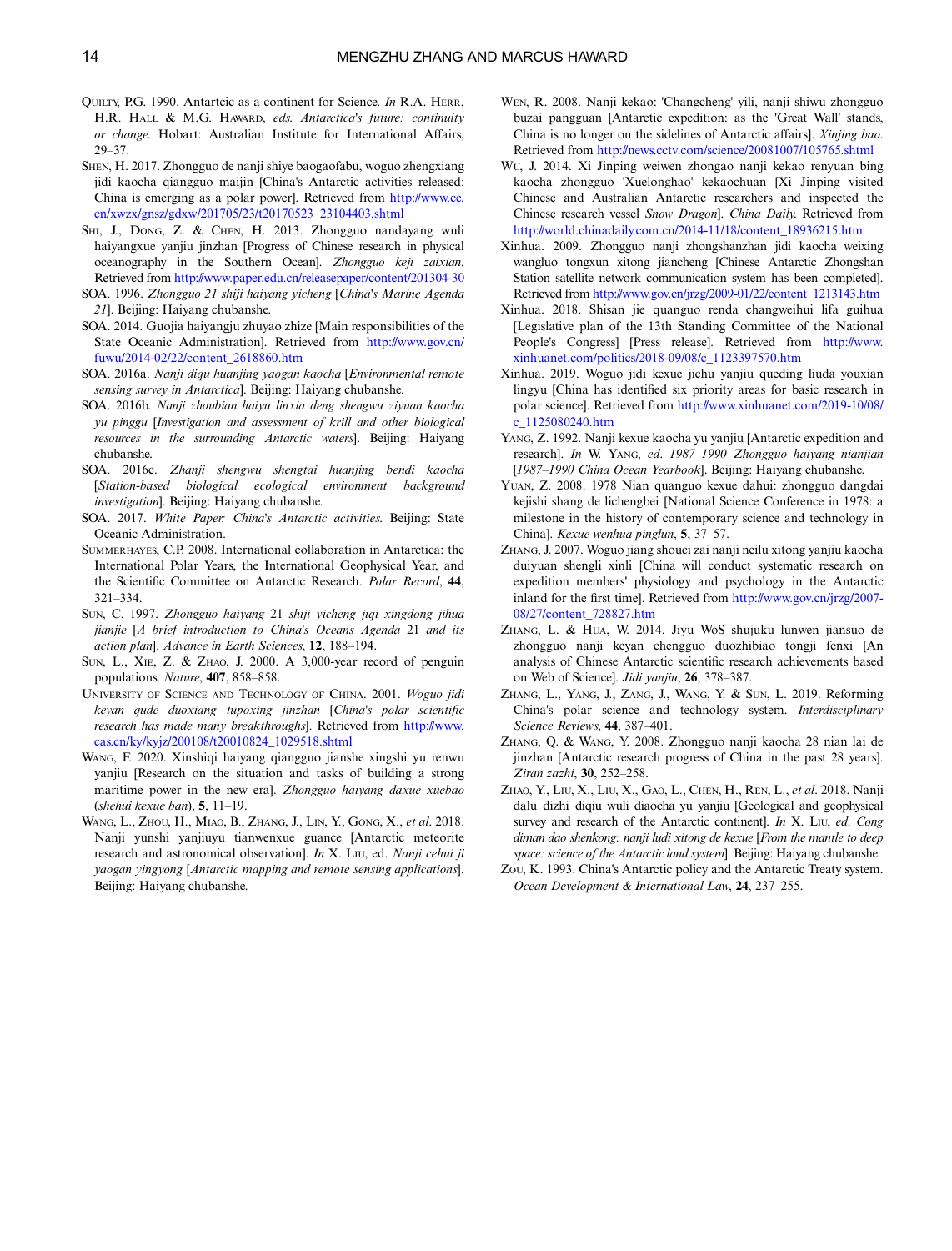Quilty, P.G. 1990. Antartcic as a continent for Science. *In* R.A. Herr, H.R. Hall & M.G. Haward, *eds. Antarctica's future: continuity or change.* Hobart: Australian Institute for International Affairs, 29–37.

Shen, H. 2017. Zhongguo de nanji shiye baogaofabu, woguo zhengxiang jidi kaocha qiangguo maijin [China's Antarctic activities released: China is emerging as a polar power]. Retrieved from http://www.ce.cn/xwzx/gnsz/gdxw/201705/23/t20170523_23104403.shtml

Shi, J., Dong, Z. & Chen, H. 2013. Zhongguo nandayang wuli haiyanxue yanjiu jinzhan [Progress of Chinese research in physical oceanography in the Southern Ocean]. *Zhongguo keji zaixian.* Retrieved from http://www.paper.edu.cn/releasepaper/content/201304-30

SOA. 1996. *Zhongguo 21 shiji haiyang yicheng* [*China's Marine Agenda 21*]. Beijing: Haiyang chubanshe.

SOA. 2014. Guojia haiyangju zhuyao zhize [Main responsibilities of the State Oceanic Administration]. Retrieved from http://www.gov.cn/fuwu/2014-02/22/content_2618860.htm

SOA. 2016a. *Nanji diqu huanjing yaogan kaocha* [*Environmental remote sensing survey in Antarctica*]. Beijing: Haiyang chubanshe.

SOA. 2016b. *Nanji zhoubian haiyu linxia deng shengwu ziyuan kaocha yu pinggu* [*Investigation and assessment of krill and other biological resources in the surrounding Antarctic waters*]. Beijing: Haiyang chubanshe.

SOA. 2016c. *Zhanji shengwu shengtai huanjing bendi kaocha* [*Station-based biological ecological environment background investigation*]. Beijing: Haiyang chubanshe.

SOA. 2017. *White Paper: China's Antarctic activities.* Beijing: State Oceanic Administration.

Summerhayes, C.P. 2008. International collaboration in Antarctica: the International Polar Years, the International Geophysical Year, and the Scientific Committee on Antarctic Research. *Polar Record*, **44**, 321–334.

Sun, C. 1997. *Zhongguo haiyang* 21 *shiji yicheng jiqi xingdong jihua jianjie* [*A brief introduction to China's Oceans Agenda* 21 *and its action plan*]. *Advance in Earth Sciences*, **12**, 188–194.

Sun, L., Xie, Z. & Zhao, J. 2000. A 3,000-year record of penguin populations. *Nature*, **407**, 858–858.

University of Science and Technology of China. 2001. *Woguo jidi keyan qude duoxiang tupoxing jinzhan* [*China's polar scientific research has made many breakthroughs*]. Retrieved from http://www.cas.cn/ky/kyjz/200108/t20010824_1029518.shtml

Wang, F. 2020. Xinshiqi haiyang qiangguo jianshe xingshi yu renwu yanjiu [Research on the situation and tasks of building a strong maritime power in the new era]. *Zhongguo haiyang daxue xuebao* (*shehui kexue ban*), **5**, 11–19.

Wang, L., Zhou, H., Miao, B., Zhang, J., Lin, Y., Gong, X., *et al*. 2018. Nanji yunshi yanjiuyu tianwenxue guance [Antarctic meteorite research and astronomical observation]. *In* X. Liu, ed. *Nanji cehui ji yaogan yingyong* [*Antarctic mapping and remote sensing applications*]. Beijing: Haiyang chubanshe.

Wen, R. 2008. Nanji kekao: 'Changcheng' yili, nanji shiwu zhongguo buzai pangguan [Antarctic expedition: as the 'Great Wall' stands, China is no longer on the sidelines of Antarctic affairs]. *Xinjing bao.* Retrieved from http://news.cctv.com/science/20081007/105765.shtml

Wu, J. 2014. Xi Jinping weiwen zhongao nanji kekao renyuan bing kaocha zhongguo 'Xuelonghao' kekaochuan [Xi Jinping visited Chinese and Australian Antarctic researchers and inspected the Chinese research vessel *Snow Dragon*]. *China Daily.* Retrieved from http://world.chinadaily.com.cn/2014-11/18/content_18936215.htm

Xinhua. 2009. Zhongguo nanji zhongshanzhan jidi kaocha weixing wangluo tongxun xitong jiancheng [Chinese Antarctic Zhongshan Station satellite network communication system has been completed]. Retrieved from http://www.gov.cn/jrzg/2009-01/22/content_1213143.htm

Xinhua. 2018. Shisan jie quanguo renda changweihui lifa guihua [Legislative plan of the 13th Standing Committee of the National People's Congress] [Press release]. Retrieved from http://www.xinhuanet.com/politics/2018-09/08/c_1123397570.htm

Xinhua. 2019. Woguo jidi kexue jichu yanjiu queding liuda youxian lingyu [China has identified six priority areas for basic research in polar science]. Retrieved from http://www.xinhuanet.com/2019-10/08/c_1125080240.htm

Yang, Z. 1992. Nanji kexue kaocha yu yanjiu [Antarctic expedition and research]. *In* W. Yang, *ed*. *1987–1990 Zhongguo haiyang nianjian* [*1987–1990 China Ocean Yearbook*]. Beijing: Haiyang chubanshe.

Yuan, Z. 2008. 1978 Nian quanguo kexue dahui: zhongguo dangdai kejishi shang de lichengbei [National Science Conference in 1978: a milestone in the history of contemporary science and technology in China]. *Kexue wenhua pinglun*, **5**, 37–57.

Zhang, J. 2007. Woguo jiang shouci zai nanji neilu xitong yanjiu kaocha duiyuan shengli xinli [China will conduct systematic research on expedition members' physiology and psychology in the Antarctic inland for the first time]. Retrieved from http://www.gov.cn/jrzg/2007-08/27/content_728827.htm

Zhang, L. & Hua, W. 2014. Jiyu WoS shujuku lunwen jiansuo de zhongguo nanji keyan chengguo duozhibiao tongji fenxi [An analysis of Chinese Antarctic scientific research achievements based on Web of Science]. *Jidi yanjiu*, **26**, 378–387.

Zhang, L., Yang, J., Zang, J., Wang, Y. & Sun, L. 2019. Reforming China's polar science and technology system. *Interdisciplinary Science Reviews*, **44**, 387–401.

Zhang, Q. & Wang, Y. 2008. Zhongguo nanji kaocha 28 nian lai de jinzhan [Antarctic research progress of China in the past 28 years]. *Ziran zazhi*, **30**, 252–258.

Zhao, Y., Liu, X., Liu, X., Gao, L., Chen, H., Ren, L., *et al*. 2018. Nanji dalu dizhi diqiu wuli diaocha yu yanjiu [Geological and geophysical survey and research of the Antarctic continent]. *In* X. Liu, *ed*. *Cong diman dao shenkong: nanji ludi xitong de kexue* [*From the mantle to deep space: science of the Antarctic land system*]. Beijing: Haiyang chubanshe.

Zou, K. 1993. China's Antarctic policy and the Antarctic Treaty system. *Ocean Development & International Law*, **24**, 237–255.